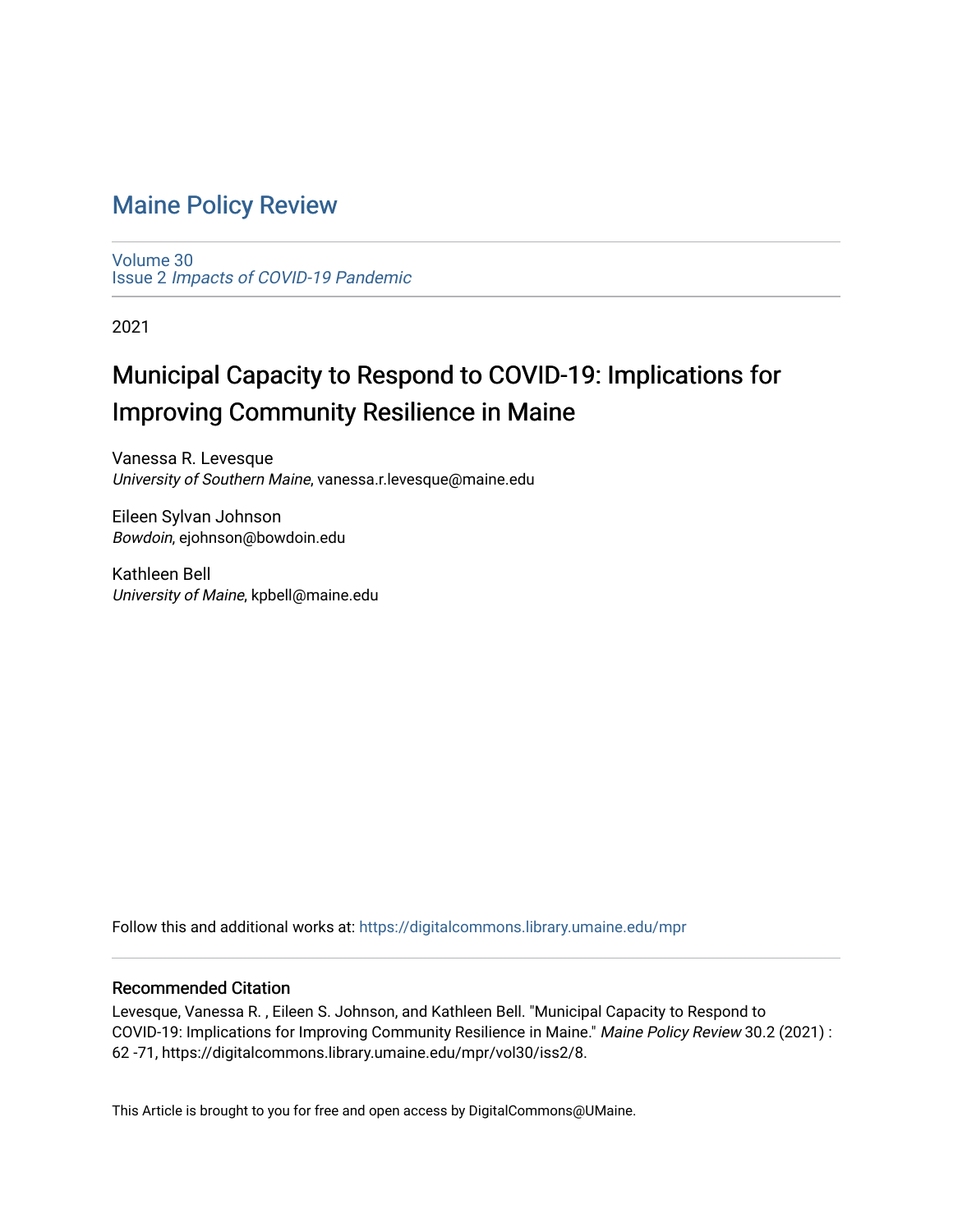# Maine Policy Review

Volume 30
Issue 2 *Impacts of COVID-19 Pandemic*

2021

## Municipal Capacity to Respond to COVID-19: Implications for Improving Community Resilience in Maine

Vanessa R. Levesque
*University of Southern Maine*, vanessa.r.levesque@maine.edu

Eileen Sylvan Johnson
*Bowdoin*, ejohnson@bowdoin.edu

Kathleen Bell
*University of Maine*, kpbell@maine.edu

Follow this and additional works at: https://digitalcommons.library.umaine.edu/mpr

### Recommended Citation

Levesque, Vanessa R. , Eileen S. Johnson, and Kathleen Bell. "Municipal Capacity to Respond to COVID-19: Implications for Improving Community Resilience in Maine." *Maine Policy Review* 30.2 (2021) : 62 -71, https://digitalcommons.library.umaine.edu/mpr/vol30/iss2/8.

This Article is brought to you for free and open access by DigitalCommons@UMaine.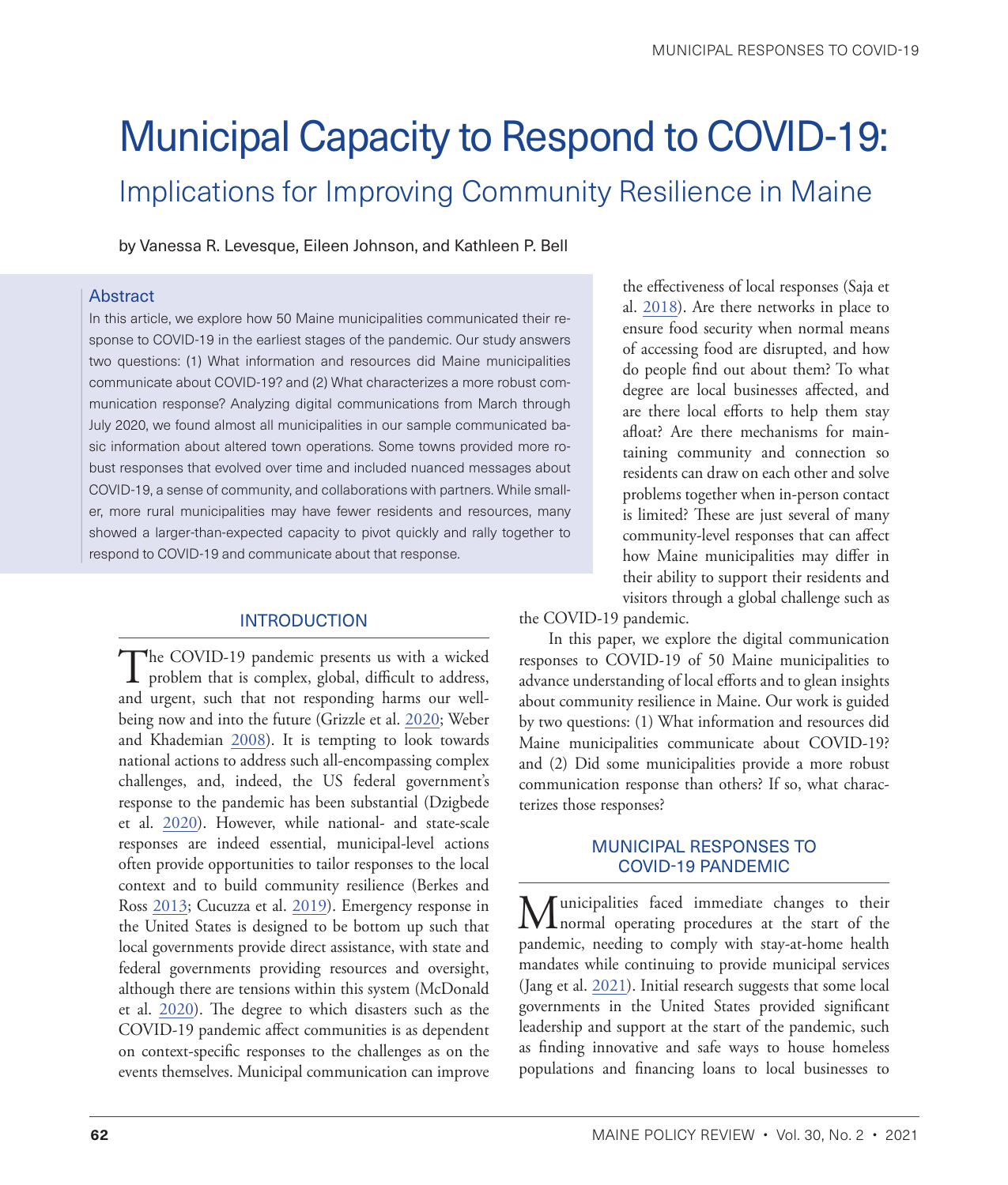# Municipal Capacity to Respond to COVID-19:

## Implications for Improving Community Resilience in Maine

by Vanessa R. Levesque, Eileen Johnson, and Kathleen P. Bell

### Abstract

In this article, we explore how 50 Maine municipalities communicated their response to COVID-19 in the earliest stages of the pandemic. Our study answers two questions: (1) What information and resources did Maine municipalities communicate about COVID-19? and (2) What characterizes a more robust communication response? Analyzing digital communications from March through July 2020, we found almost all municipalities in our sample communicated basic information about altered town operations. Some towns provided more robust responses that evolved over time and included nuanced messages about COVID-19, a sense of community, and collaborations with partners. While smaller, more rural municipalities may have fewer residents and resources, many showed a larger-than-expected capacity to pivot quickly and rally together to respond to COVID-19 and communicate about that response.

## INTRODUCTION

The COVID-19 pandemic presents us with a wicked problem that is complex, global, difficult to address, and urgent, such that not responding harms our well-being now and into the future (Grizzle et al. 2020; Weber and Khademian 2008). It is tempting to look towards national actions to address such all-encompassing complex challenges, and, indeed, the US federal government's response to the pandemic has been substantial (Dzigbede et al. 2020). However, while national- and state-scale responses are indeed essential, municipal-level actions often provide opportunities to tailor responses to the local context and to build community resilience (Berkes and Ross 2013; Cucuzza et al. 2019). Emergency response in the United States is designed to be bottom up such that local governments provide direct assistance, with state and federal governments providing resources and oversight, although there are tensions within this system (McDonald et al. 2020). The degree to which disasters such as the COVID-19 pandemic affect communities is as dependent on context-specific responses to the challenges as on the events themselves. Municipal communication can improve the effectiveness of local responses (Saja et al. 2018). Are there networks in place to ensure food security when normal means of accessing food are disrupted, and how do people find out about them? To what degree are local businesses affected, and are there local efforts to help them stay afloat? Are there mechanisms for maintaining community and connection so residents can draw on each other and solve problems together when in-person contact is limited? These are just several of many community-level responses that can affect how Maine municipalities may differ in their ability to support their residents and visitors through a global challenge such as the COVID-19 pandemic.

In this paper, we explore the digital communication responses to COVID-19 of 50 Maine municipalities to advance understanding of local efforts and to glean insights about community resilience in Maine. Our work is guided by two questions: (1) What information and resources did Maine municipalities communicate about COVID-19? and (2) Did some municipalities provide a more robust communication response than others? If so, what characterizes those responses?

## MUNICIPAL RESPONSES TO COVID-19 PANDEMIC

Municipalities faced immediate changes to their normal operating procedures at the start of the pandemic, needing to comply with stay-at-home health mandates while continuing to provide municipal services (Jang et al. 2021). Initial research suggests that some local governments in the United States provided significant leadership and support at the start of the pandemic, such as finding innovative and safe ways to house homeless populations and financing loans to local businesses to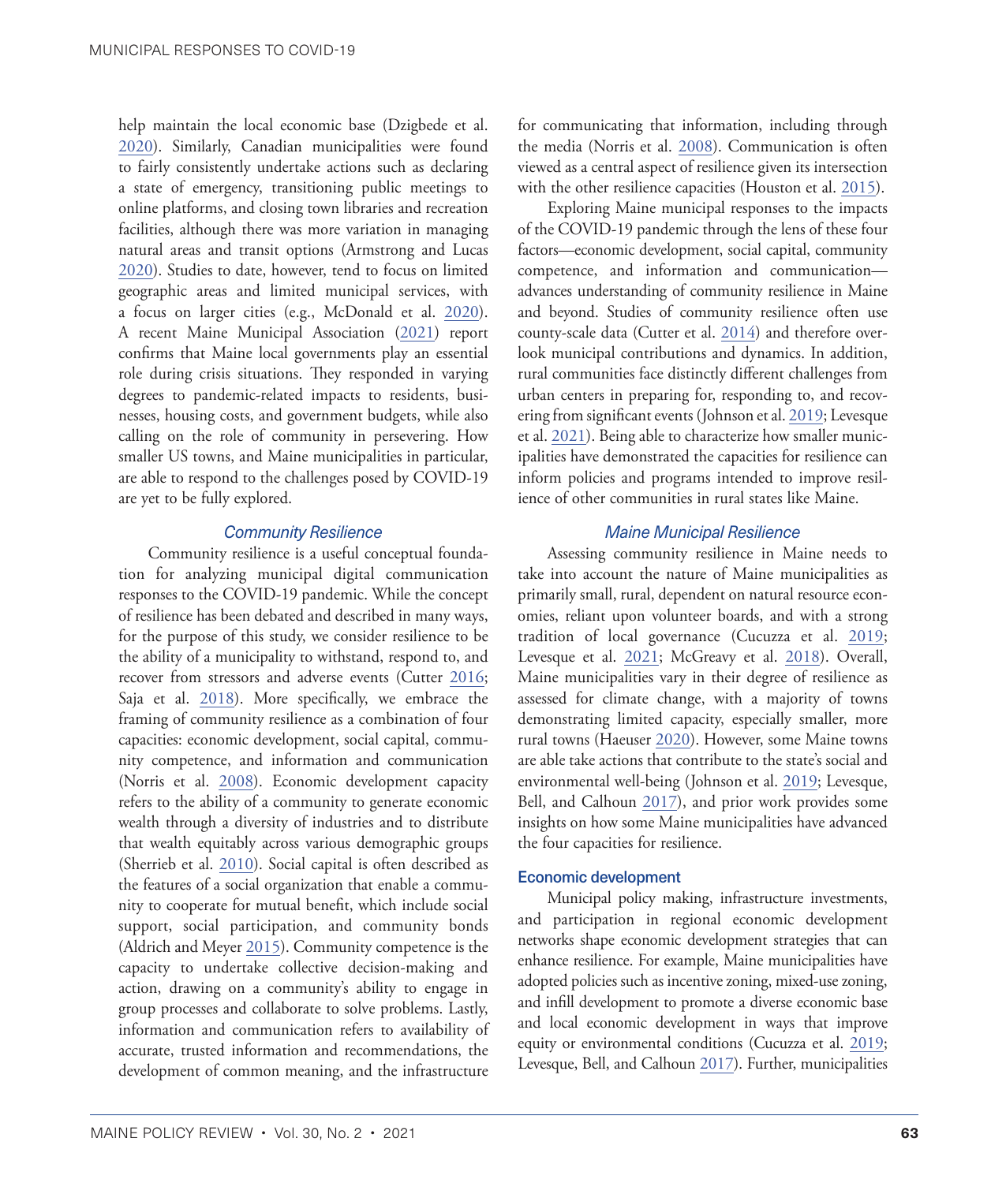help maintain the local economic base (Dzigbede et al. 2020). Similarly, Canadian municipalities were found to fairly consistently undertake actions such as declaring a state of emergency, transitioning public meetings to online platforms, and closing town libraries and recreation facilities, although there was more variation in managing natural areas and transit options (Armstrong and Lucas 2020). Studies to date, however, tend to focus on limited geographic areas and limited municipal services, with a focus on larger cities (e.g., McDonald et al. 2020). A recent Maine Municipal Association (2021) report confirms that Maine local governments play an essential role during crisis situations. They responded in varying degrees to pandemic-related impacts to residents, businesses, housing costs, and government budgets, while also calling on the role of community in persevering. How smaller US towns, and Maine municipalities in particular, are able to respond to the challenges posed by COVID-19 are yet to be fully explored.

### *Community Resilience*

Community resilience is a useful conceptual foundation for analyzing municipal digital communication responses to the COVID-19 pandemic. While the concept of resilience has been debated and described in many ways, for the purpose of this study, we consider resilience to be the ability of a municipality to withstand, respond to, and recover from stressors and adverse events (Cutter 2016; Saja et al. 2018). More specifically, we embrace the framing of community resilience as a combination of four capacities: economic development, social capital, community competence, and information and communication (Norris et al. 2008). Economic development capacity refers to the ability of a community to generate economic wealth through a diversity of industries and to distribute that wealth equitably across various demographic groups (Sherrieb et al. 2010). Social capital is often described as the features of a social organization that enable a community to cooperate for mutual benefit, which include social support, social participation, and community bonds (Aldrich and Meyer 2015). Community competence is the capacity to undertake collective decision-making and action, drawing on a community's ability to engage in group processes and collaborate to solve problems. Lastly, information and communication refers to availability of accurate, trusted information and recommendations, the development of common meaning, and the infrastructure for communicating that information, including through the media (Norris et al. 2008). Communication is often viewed as a central aspect of resilience given its intersection with the other resilience capacities (Houston et al. 2015).

Exploring Maine municipal responses to the impacts of the COVID-19 pandemic through the lens of these four factors—economic development, social capital, community competence, and information and communication—advances understanding of community resilience in Maine and beyond. Studies of community resilience often use county-scale data (Cutter et al. 2014) and therefore overlook municipal contributions and dynamics. In addition, rural communities face distinctly different challenges from urban centers in preparing for, responding to, and recovering from significant events (Johnson et al. 2019; Levesque et al. 2021). Being able to characterize how smaller municipalities have demonstrated the capacities for resilience can inform policies and programs intended to improve resilience of other communities in rural states like Maine.

### *Maine Municipal Resilience*

Assessing community resilience in Maine needs to take into account the nature of Maine municipalities as primarily small, rural, dependent on natural resource economies, reliant upon volunteer boards, and with a strong tradition of local governance (Cucuzza et al. 2019; Levesque et al. 2021; McGreavy et al. 2018). Overall, Maine municipalities vary in their degree of resilience as assessed for climate change, with a majority of towns demonstrating limited capacity, especially smaller, more rural towns (Haeuser 2020). However, some Maine towns are able take actions that contribute to the state's social and environmental well-being (Johnson et al. 2019; Levesque, Bell, and Calhoun 2017), and prior work provides some insights on how some Maine municipalities have advanced the four capacities for resilience.

#### Economic development

Municipal policy making, infrastructure investments, and participation in regional economic development networks shape economic development strategies that can enhance resilience. For example, Maine municipalities have adopted policies such as incentive zoning, mixed-use zoning, and infill development to promote a diverse economic base and local economic development in ways that improve equity or environmental conditions (Cucuzza et al. 2019; Levesque, Bell, and Calhoun 2017). Further, municipalities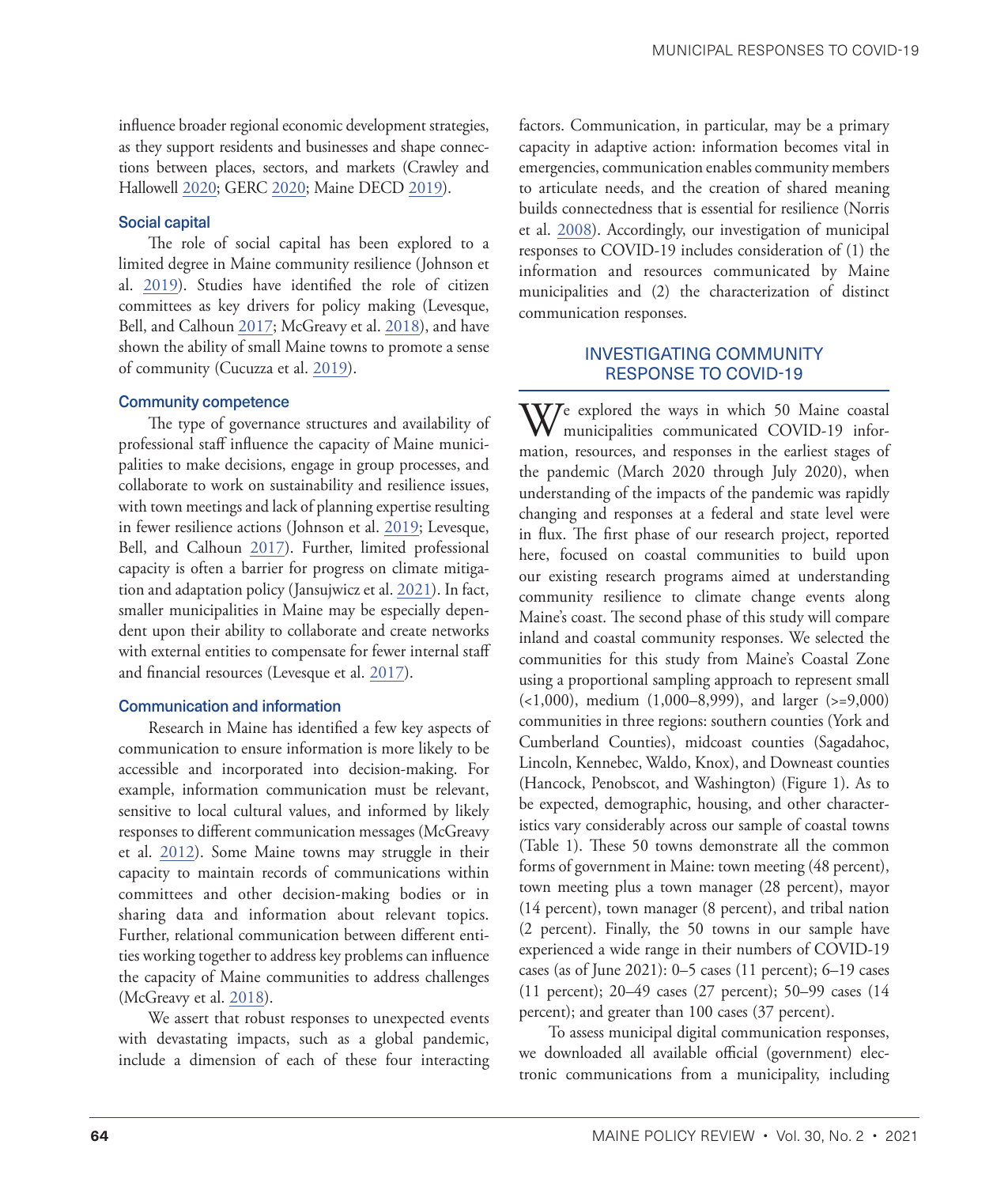influence broader regional economic development strategies, as they support residents and businesses and shape connections between places, sectors, and markets (Crawley and Hallowell 2020; GERC 2020; Maine DECD 2019).

### Social capital

The role of social capital has been explored to a limited degree in Maine community resilience (Johnson et al. 2019). Studies have identified the role of citizen committees as key drivers for policy making (Levesque, Bell, and Calhoun 2017; McGreavy et al. 2018), and have shown the ability of small Maine towns to promote a sense of community (Cucuzza et al. 2019).

### Community competence

The type of governance structures and availability of professional staff influence the capacity of Maine municipalities to make decisions, engage in group processes, and collaborate to work on sustainability and resilience issues, with town meetings and lack of planning expertise resulting in fewer resilience actions (Johnson et al. 2019; Levesque, Bell, and Calhoun 2017). Further, limited professional capacity is often a barrier for progress on climate mitigation and adaptation policy (Jansujwicz et al. 2021). In fact, smaller municipalities in Maine may be especially dependent upon their ability to collaborate and create networks with external entities to compensate for fewer internal staff and financial resources (Levesque et al. 2017).

### Communication and information

Research in Maine has identified a few key aspects of communication to ensure information is more likely to be accessible and incorporated into decision-making. For example, information communication must be relevant, sensitive to local cultural values, and informed by likely responses to different communication messages (McGreavy et al. 2012). Some Maine towns may struggle in their capacity to maintain records of communications within committees and other decision-making bodies or in sharing data and information about relevant topics. Further, relational communication between different entities working together to address key problems can influence the capacity of Maine communities to address challenges (McGreavy et al. 2018).

We assert that robust responses to unexpected events with devastating impacts, such as a global pandemic, include a dimension of each of these four interacting factors. Communication, in particular, may be a primary capacity in adaptive action: information becomes vital in emergencies, communication enables community members to articulate needs, and the creation of shared meaning builds connectedness that is essential for resilience (Norris et al. 2008). Accordingly, our investigation of municipal responses to COVID-19 includes consideration of (1) the information and resources communicated by Maine municipalities and (2) the characterization of distinct communication responses.

## INVESTIGATING COMMUNITY RESPONSE TO COVID-19

We explored the ways in which 50 Maine coastal municipalities communicated COVID-19 information, resources, and responses in the earliest stages of the pandemic (March 2020 through July 2020), when understanding of the impacts of the pandemic was rapidly changing and responses at a federal and state level were in flux. The first phase of our research project, reported here, focused on coastal communities to build upon our existing research programs aimed at understanding community resilience to climate change events along Maine's coast. The second phase of this study will compare inland and coastal community responses. We selected the communities for this study from Maine's Coastal Zone using a proportional sampling approach to represent small (<1,000), medium (1,000–8,999), and larger (>=9,000) communities in three regions: southern counties (York and Cumberland Counties), midcoast counties (Sagadahoc, Lincoln, Kennebec, Waldo, Knox), and Downeast counties (Hancock, Penobscot, and Washington) (Figure 1). As to be expected, demographic, housing, and other characteristics vary considerably across our sample of coastal towns (Table 1). These 50 towns demonstrate all the common forms of government in Maine: town meeting (48 percent), town meeting plus a town manager (28 percent), mayor (14 percent), town manager (8 percent), and tribal nation (2 percent). Finally, the 50 towns in our sample have experienced a wide range in their numbers of COVID-19 cases (as of June 2021): 0–5 cases (11 percent); 6–19 cases (11 percent); 20–49 cases (27 percent); 50–99 cases (14 percent); and greater than 100 cases (37 percent).

To assess municipal digital communication responses, we downloaded all available official (government) electronic communications from a municipality, including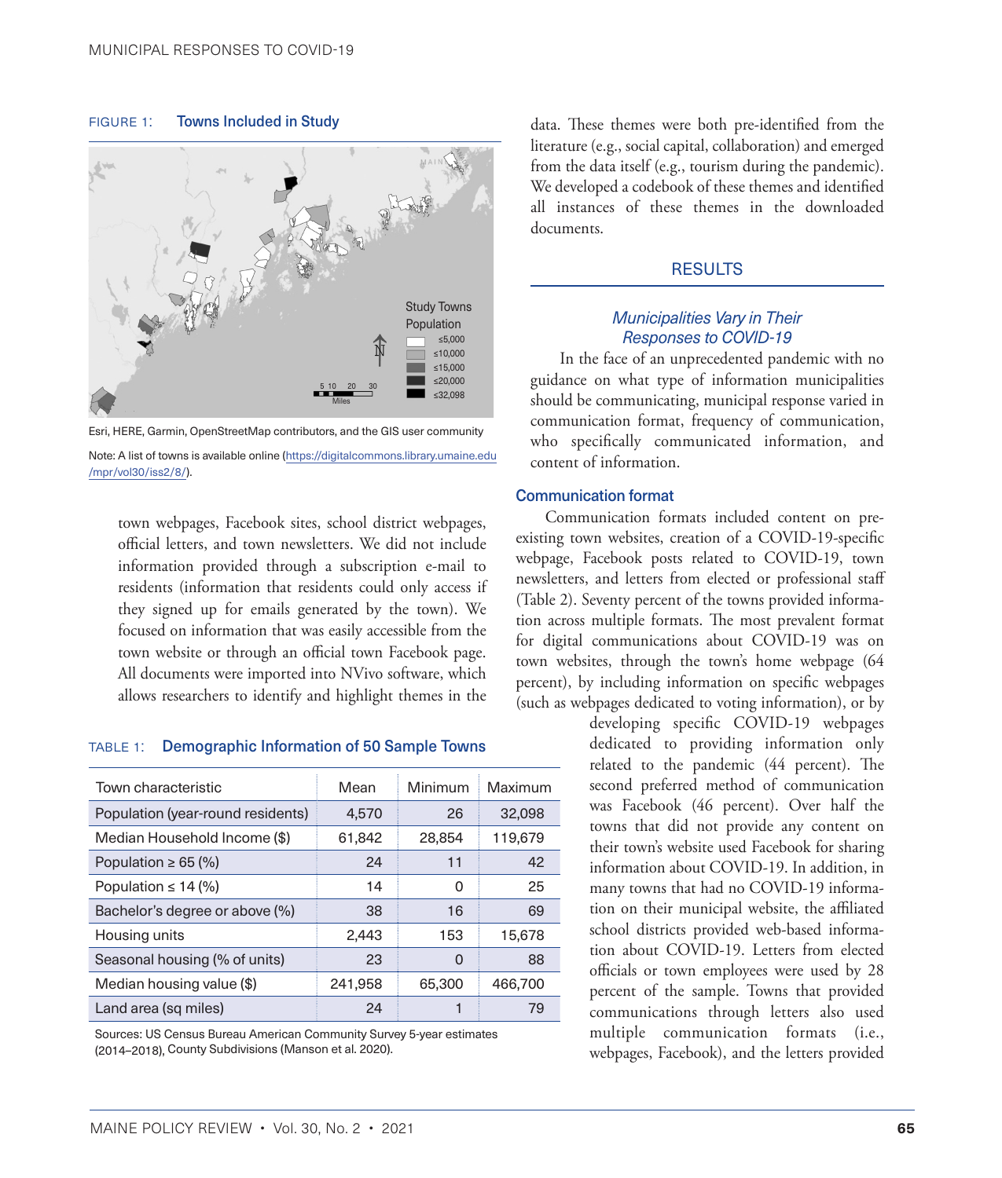FIGURE 1: **Towns Included in Study**

Esri, HERE, Garmin, OpenStreetMap contributors, and the GIS user community

Note: A list of towns is available online (https://digitalcommons.library.umaine.edu/mpr/vol30/iss2/8/).

town webpages, Facebook sites, school district webpages, official letters, and town newsletters. We did not include information provided through a subscription e-mail to residents (information that residents could only access if they signed up for emails generated by the town). We focused on information that was easily accessible from the town website or through an official town Facebook page. All documents were imported into NVivo software, which allows researchers to identify and highlight themes in the data. These themes were both pre-identified from the literature (e.g., social capital, collaboration) and emerged from the data itself (e.g., tourism during the pandemic). We developed a codebook of these themes and identified all instances of these themes in the downloaded documents.

TABLE 1: **Demographic Information of 50 Sample Towns**

| Town characteristic | Mean | Minimum | Maximum |
|---|---|---|---|
| Population (year-round residents) | 4,570 | 26 | 32,098 |
| Median Household Income ($) | 61,842 | 28,854 | 119,679 |
| Population ≥ 65 (%) | 24 | 11 | 42 |
| Population ≤ 14 (%) | 14 | 0 | 25 |
| Bachelor's degree or above (%) | 38 | 16 | 69 |
| Housing units | 2,443 | 153 | 15,678 |
| Seasonal housing (% of units) | 23 | 0 | 88 |
| Median housing value ($) | 241,958 | 65,300 | 466,700 |
| Land area (sq miles) | 24 | 1 | 79 |

Sources: US Census Bureau American Community Survey 5-year estimates (2014–2018), County Subdivisions (Manson et al. 2020).

## RESULTS

### *Municipalities Vary in Their Responses to COVID-19*

In the face of an unprecedented pandemic with no guidance on what type of information municipalities should be communicating, municipal response varied in communication format, frequency of communication, who specifically communicated information, and content of information.

#### Communication format

Communication formats included content on pre-existing town websites, creation of a COVID-19-specific webpage, Facebook posts related to COVID-19, town newsletters, and letters from elected or professional staff (Table 2). Seventy percent of the towns provided information across multiple formats. The most prevalent format for digital communications about COVID-19 was on town websites, through the town's home webpage (64 percent), by including information on specific webpages (such as webpages dedicated to voting information), or by developing specific COVID-19 webpages dedicated to providing information only related to the pandemic (44 percent). The second preferred method of communication was Facebook (46 percent). Over half the towns that did not provide any content on their town's website used Facebook for sharing information about COVID-19. In addition, in many towns that had no COVID-19 information on their municipal website, the affiliated school districts provided web-based information about COVID-19. Letters from elected officials or town employees were used by 28 percent of the sample. Towns that provided communications through letters also used multiple communication formats (i.e., webpages, Facebook), and the letters provided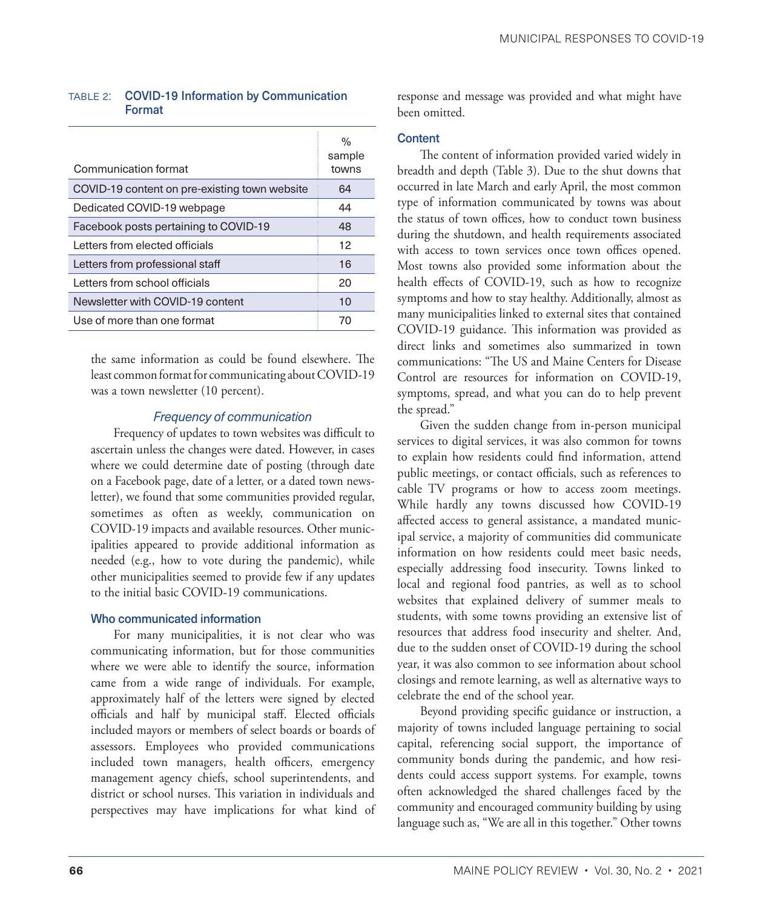TABLE 2: **COVID-19 Information by Communication Format**

| Communication format | % sample towns |
|---|---|
| COVID-19 content on pre-existing town website | 64 |
| Dedicated COVID-19 webpage | 44 |
| Facebook posts pertaining to COVID-19 | 48 |
| Letters from elected officials | 12 |
| Letters from professional staff | 16 |
| Letters from school officials | 20 |
| Newsletter with COVID-19 content | 10 |
| Use of more than one format | 70 |

the same information as could be found elsewhere. The least common format for communicating about COVID-19 was a town newsletter (10 percent).

### *Frequency of communication*

Frequency of updates to town websites was difficult to ascertain unless the changes were dated. However, in cases where we could determine date of posting (through date on a Facebook page, date of a letter, or a dated town newsletter), we found that some communities provided regular, sometimes as often as weekly, communication on COVID-19 impacts and available resources. Other municipalities appeared to provide additional information as needed (e.g., how to vote during the pandemic), while other municipalities seemed to provide few if any updates to the initial basic COVID-19 communications.

## Who communicated information

For many municipalities, it is not clear who was communicating information, but for those communities where we were able to identify the source, information came from a wide range of individuals. For example, approximately half of the letters were signed by elected officials and half by municipal staff. Elected officials included mayors or members of select boards or boards of assessors. Employees who provided communications included town managers, health officers, emergency management agency chiefs, school superintendents, and district or school nurses. This variation in individuals and perspectives may have implications for what kind of response and message was provided and what might have been omitted.

## Content

The content of information provided varied widely in breadth and depth (Table 3). Due to the shut downs that occurred in late March and early April, the most common type of information communicated by towns was about the status of town offices, how to conduct town business during the shutdown, and health requirements associated with access to town services once town offices opened. Most towns also provided some information about the health effects of COVID-19, such as how to recognize symptoms and how to stay healthy. Additionally, almost as many municipalities linked to external sites that contained COVID-19 guidance. This information was provided as direct links and sometimes also summarized in town communications: "The US and Maine Centers for Disease Control are resources for information on COVID-19, symptoms, spread, and what you can do to help prevent the spread."

Given the sudden change from in-person municipal services to digital services, it was also common for towns to explain how residents could find information, attend public meetings, or contact officials, such as references to cable TV programs or how to access zoom meetings. While hardly any towns discussed how COVID-19 affected access to general assistance, a mandated municipal service, a majority of communities did communicate information on how residents could meet basic needs, especially addressing food insecurity. Towns linked to local and regional food pantries, as well as to school websites that explained delivery of summer meals to students, with some towns providing an extensive list of resources that address food insecurity and shelter. And, due to the sudden onset of COVID-19 during the school year, it was also common to see information about school closings and remote learning, as well as alternative ways to celebrate the end of the school year.

Beyond providing specific guidance or instruction, a majority of towns included language pertaining to social capital, referencing social support, the importance of community bonds during the pandemic, and how residents could access support systems. For example, towns often acknowledged the shared challenges faced by the community and encouraged community building by using language such as, "We are all in this together." Other towns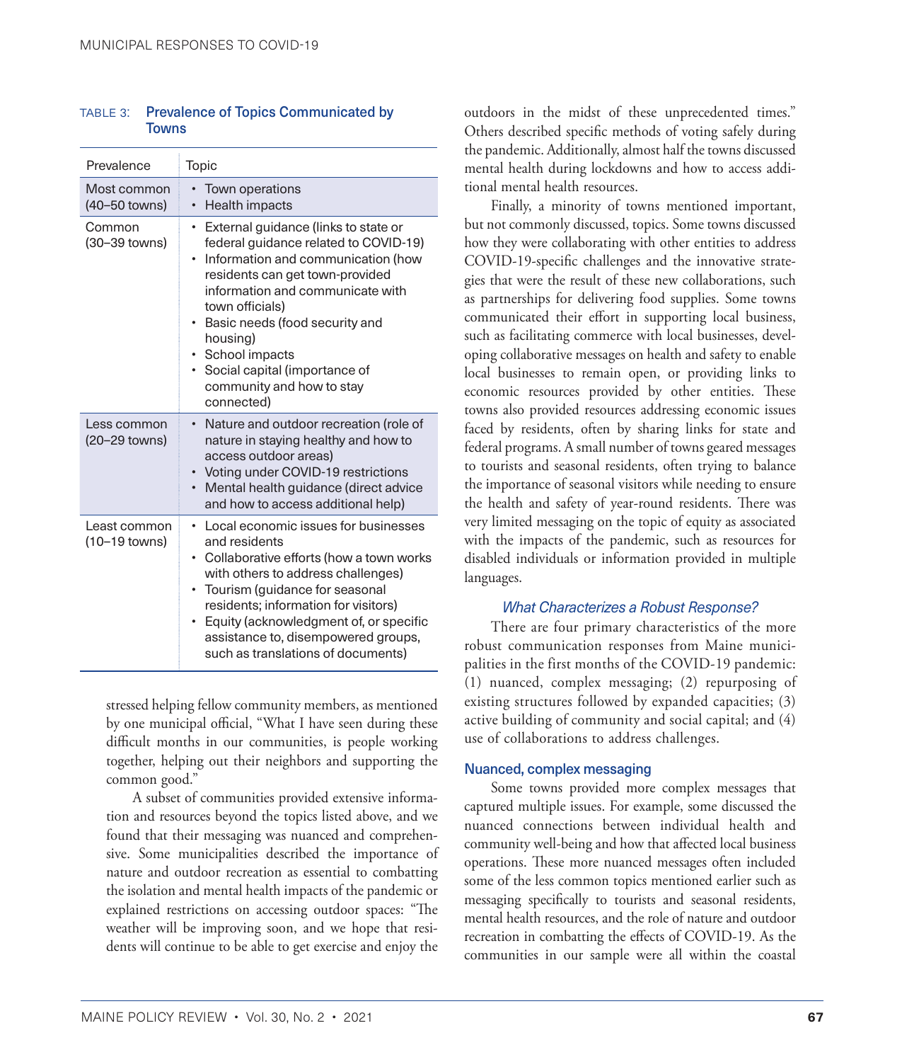TABLE 3: **Prevalence of Topics Communicated by Towns**

| Prevalence | Topic |
|---|---|
| Most common (40–50 towns) | • Town operations<br>• Health impacts |
| Common (30–39 towns) | • External guidance (links to state or federal guidance related to COVID-19)<br>• Information and communication (how residents can get town-provided information and communicate with town officials)<br>• Basic needs (food security and housing)<br>• School impacts<br>• Social capital (importance of community and how to stay connected) |
| Less common (20–29 towns) | • Nature and outdoor recreation (role of nature in staying healthy and how to access outdoor areas)<br>• Voting under COVID-19 restrictions<br>• Mental health guidance (direct advice and how to access additional help) |
| Least common (10–19 towns) | • Local economic issues for businesses and residents<br>• Collaborative efforts (how a town works with others to address challenges)<br>• Tourism (guidance for seasonal residents; information for visitors)<br>• Equity (acknowledgment of, or specific assistance to, disempowered groups, such as translations of documents) |

stressed helping fellow community members, as mentioned by one municipal official, "What I have seen during these difficult months in our communities, is people working together, helping out their neighbors and supporting the common good."

A subset of communities provided extensive information and resources beyond the topics listed above, and we found that their messaging was nuanced and comprehensive. Some municipalities described the importance of nature and outdoor recreation as essential to combatting the isolation and mental health impacts of the pandemic or explained restrictions on accessing outdoor spaces: "The weather will be improving soon, and we hope that residents will continue to be able to get exercise and enjoy the outdoors in the midst of these unprecedented times." Others described specific methods of voting safely during the pandemic. Additionally, almost half the towns discussed mental health during lockdowns and how to access additional mental health resources.

Finally, a minority of towns mentioned important, but not commonly discussed, topics. Some towns discussed how they were collaborating with other entities to address COVID-19-specific challenges and the innovative strategies that were the result of these new collaborations, such as partnerships for delivering food supplies. Some towns communicated their effort in supporting local business, such as facilitating commerce with local businesses, developing collaborative messages on health and safety to enable local businesses to remain open, or providing links to economic resources provided by other entities. These towns also provided resources addressing economic issues faced by residents, often by sharing links for state and federal programs. A small number of towns geared messages to tourists and seasonal residents, often trying to balance the importance of seasonal visitors while needing to ensure the health and safety of year-round residents. There was very limited messaging on the topic of equity as associated with the impacts of the pandemic, such as resources for disabled individuals or information provided in multiple languages.

### *What Characterizes a Robust Response?*

There are four primary characteristics of the more robust communication responses from Maine municipalities in the first months of the COVID-19 pandemic: (1) nuanced, complex messaging; (2) repurposing of existing structures followed by expanded capacities; (3) active building of community and social capital; and (4) use of collaborations to address challenges.

#### Nuanced, complex messaging

Some towns provided more complex messages that captured multiple issues. For example, some discussed the nuanced connections between individual health and community well-being and how that affected local business operations. These more nuanced messages often included some of the less common topics mentioned earlier such as messaging specifically to tourists and seasonal residents, mental health resources, and the role of nature and outdoor recreation in combatting the effects of COVID-19. As the communities in our sample were all within the coastal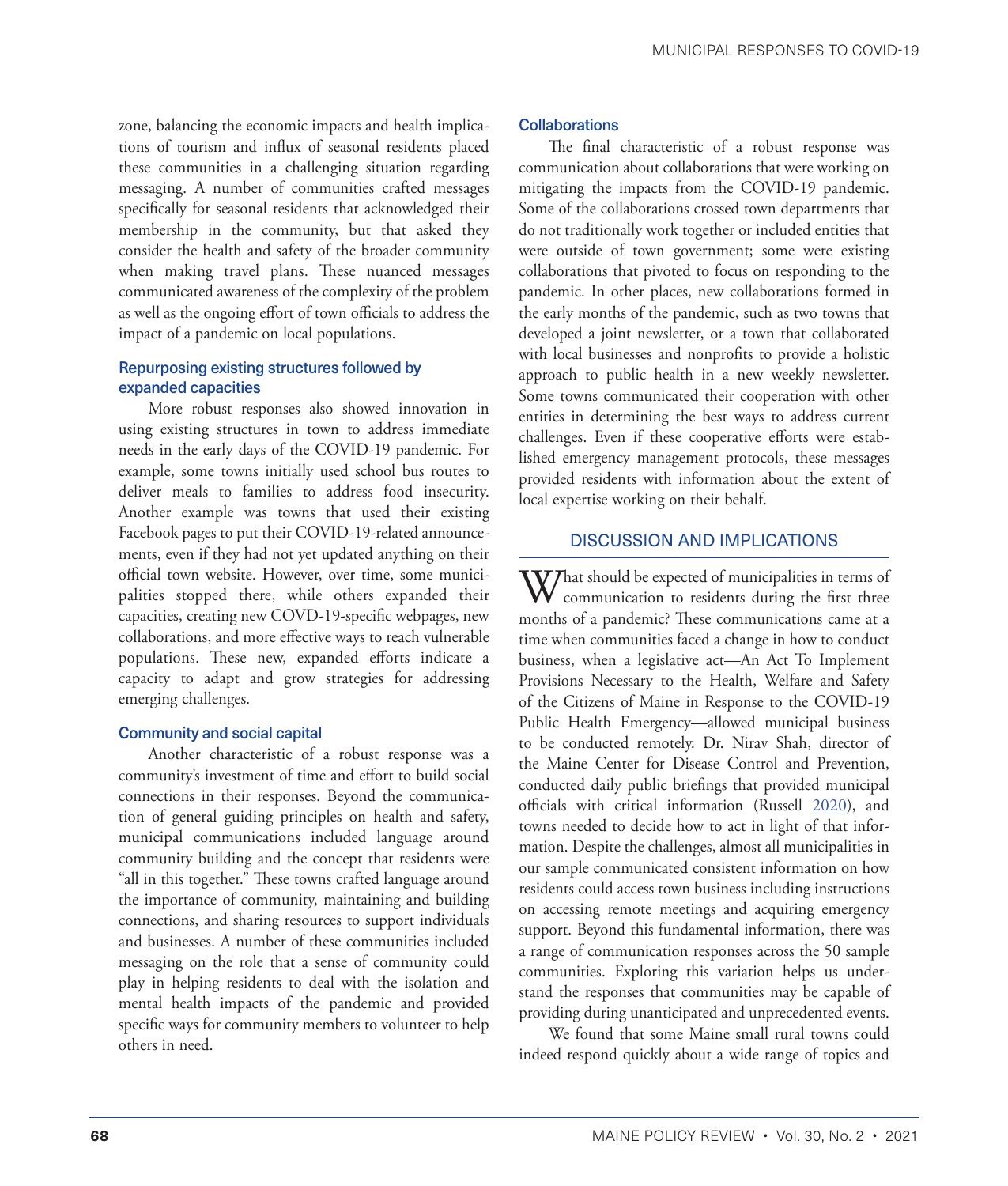zone, balancing the economic impacts and health implications of tourism and influx of seasonal residents placed these communities in a challenging situation regarding messaging. A number of communities crafted messages specifically for seasonal residents that acknowledged their membership in the community, but that asked they consider the health and safety of the broader community when making travel plans. These nuanced messages communicated awareness of the complexity of the problem as well as the ongoing effort of town officials to address the impact of a pandemic on local populations.

### Repurposing existing structures followed by expanded capacities

More robust responses also showed innovation in using existing structures in town to address immediate needs in the early days of the COVID-19 pandemic. For example, some towns initially used school bus routes to deliver meals to families to address food insecurity. Another example was towns that used their existing Facebook pages to put their COVID-19-related announcements, even if they had not yet updated anything on their official town website. However, over time, some municipalities stopped there, while others expanded their capacities, creating new COVD-19-specific webpages, new collaborations, and more effective ways to reach vulnerable populations. These new, expanded efforts indicate a capacity to adapt and grow strategies for addressing emerging challenges.

### Community and social capital

Another characteristic of a robust response was a community's investment of time and effort to build social connections in their responses. Beyond the communication of general guiding principles on health and safety, municipal communications included language around community building and the concept that residents were "all in this together." These towns crafted language around the importance of community, maintaining and building connections, and sharing resources to support individuals and businesses. A number of these communities included messaging on the role that a sense of community could play in helping residents to deal with the isolation and mental health impacts of the pandemic and provided specific ways for community members to volunteer to help others in need.

### Collaborations

The final characteristic of a robust response was communication about collaborations that were working on mitigating the impacts from the COVID-19 pandemic. Some of the collaborations crossed town departments that do not traditionally work together or included entities that were outside of town government; some were existing collaborations that pivoted to focus on responding to the pandemic. In other places, new collaborations formed in the early months of the pandemic, such as two towns that developed a joint newsletter, or a town that collaborated with local businesses and nonprofits to provide a holistic approach to public health in a new weekly newsletter. Some towns communicated their cooperation with other entities in determining the best ways to address current challenges. Even if these cooperative efforts were established emergency management protocols, these messages provided residents with information about the extent of local expertise working on their behalf.

## DISCUSSION AND IMPLICATIONS

What should be expected of municipalities in terms of communication to residents during the first three months of a pandemic? These communications came at a time when communities faced a change in how to conduct business, when a legislative act—An Act To Implement Provisions Necessary to the Health, Welfare and Safety of the Citizens of Maine in Response to the COVID-19 Public Health Emergency—allowed municipal business to be conducted remotely. Dr. Nirav Shah, director of the Maine Center for Disease Control and Prevention, conducted daily public briefings that provided municipal officials with critical information (Russell 2020), and towns needed to decide how to act in light of that information. Despite the challenges, almost all municipalities in our sample communicated consistent information on how residents could access town business including instructions on accessing remote meetings and acquiring emergency support. Beyond this fundamental information, there was a range of communication responses across the 50 sample communities. Exploring this variation helps us understand the responses that communities may be capable of providing during unanticipated and unprecedented events.

We found that some Maine small rural towns could indeed respond quickly about a wide range of topics and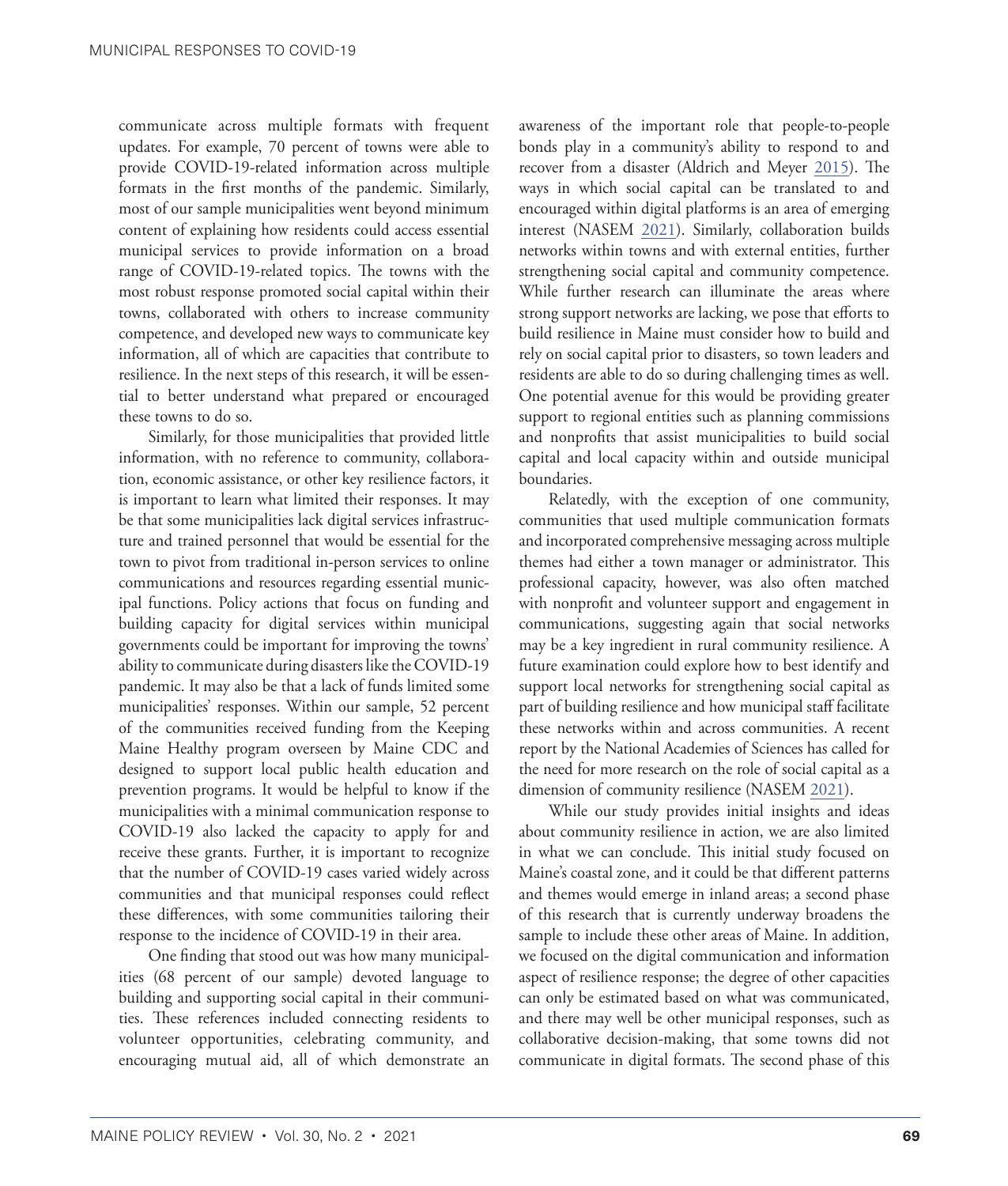communicate across multiple formats with frequent updates. For example, 70 percent of towns were able to provide COVID-19-related information across multiple formats in the first months of the pandemic. Similarly, most of our sample municipalities went beyond minimum content of explaining how residents could access essential municipal services to provide information on a broad range of COVID-19-related topics. The towns with the most robust response promoted social capital within their towns, collaborated with others to increase community competence, and developed new ways to communicate key information, all of which are capacities that contribute to resilience. In the next steps of this research, it will be essential to better understand what prepared or encouraged these towns to do so.

Similarly, for those municipalities that provided little information, with no reference to community, collaboration, economic assistance, or other key resilience factors, it is important to learn what limited their responses. It may be that some municipalities lack digital services infrastructure and trained personnel that would be essential for the town to pivot from traditional in-person services to online communications and resources regarding essential municipal functions. Policy actions that focus on funding and building capacity for digital services within municipal governments could be important for improving the towns' ability to communicate during disasters like the COVID-19 pandemic. It may also be that a lack of funds limited some municipalities' responses. Within our sample, 52 percent of the communities received funding from the Keeping Maine Healthy program overseen by Maine CDC and designed to support local public health education and prevention programs. It would be helpful to know if the municipalities with a minimal communication response to COVID-19 also lacked the capacity to apply for and receive these grants. Further, it is important to recognize that the number of COVID-19 cases varied widely across communities and that municipal responses could reflect these differences, with some communities tailoring their response to the incidence of COVID-19 in their area.

One finding that stood out was how many municipalities (68 percent of our sample) devoted language to building and supporting social capital in their communities. These references included connecting residents to volunteer opportunities, celebrating community, and encouraging mutual aid, all of which demonstrate an awareness of the important role that people-to-people bonds play in a community's ability to respond to and recover from a disaster (Aldrich and Meyer 2015). The ways in which social capital can be translated to and encouraged within digital platforms is an area of emerging interest (NASEM 2021). Similarly, collaboration builds networks within towns and with external entities, further strengthening social capital and community competence. While further research can illuminate the areas where strong support networks are lacking, we pose that efforts to build resilience in Maine must consider how to build and rely on social capital prior to disasters, so town leaders and residents are able to do so during challenging times as well. One potential avenue for this would be providing greater support to regional entities such as planning commissions and nonprofits that assist municipalities to build social capital and local capacity within and outside municipal boundaries.

Relatedly, with the exception of one community, communities that used multiple communication formats and incorporated comprehensive messaging across multiple themes had either a town manager or administrator. This professional capacity, however, was also often matched with nonprofit and volunteer support and engagement in communications, suggesting again that social networks may be a key ingredient in rural community resilience. A future examination could explore how to best identify and support local networks for strengthening social capital as part of building resilience and how municipal staff facilitate these networks within and across communities. A recent report by the National Academies of Sciences has called for the need for more research on the role of social capital as a dimension of community resilience (NASEM 2021).

While our study provides initial insights and ideas about community resilience in action, we are also limited in what we can conclude. This initial study focused on Maine's coastal zone, and it could be that different patterns and themes would emerge in inland areas; a second phase of this research that is currently underway broadens the sample to include these other areas of Maine. In addition, we focused on the digital communication and information aspect of resilience response; the degree of other capacities can only be estimated based on what was communicated, and there may well be other municipal responses, such as collaborative decision-making, that some towns did not communicate in digital formats. The second phase of this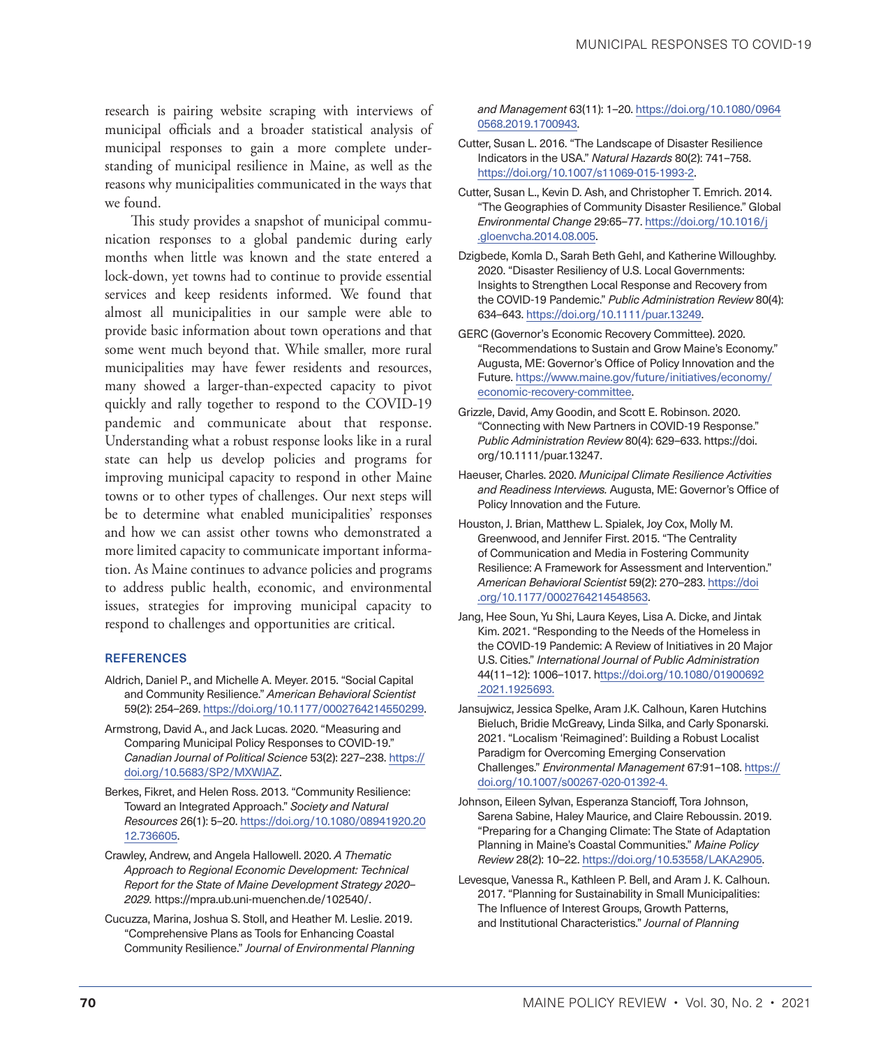research is pairing website scraping with interviews of municipal officials and a broader statistical analysis of municipal responses to gain a more complete understanding of municipal resilience in Maine, as well as the reasons why municipalities communicated in the ways that we found.

This study provides a snapshot of municipal communication responses to a global pandemic during early months when little was known and the state entered a lock-down, yet towns had to continue to provide essential services and keep residents informed. We found that almost all municipalities in our sample were able to provide basic information about town operations and that some went much beyond that. While smaller, more rural municipalities may have fewer residents and resources, many showed a larger-than-expected capacity to pivot quickly and rally together to respond to the COVID-19 pandemic and communicate about that response. Understanding what a robust response looks like in a rural state can help us develop policies and programs for improving municipal capacity to respond in other Maine towns or to other types of challenges. Our next steps will be to determine what enabled municipalities' responses and how we can assist other towns who demonstrated a more limited capacity to communicate important information. As Maine continues to advance policies and programs to address public health, economic, and environmental issues, strategies for improving municipal capacity to respond to challenges and opportunities are critical.

## REFERENCES

Aldrich, Daniel P., and Michelle A. Meyer. 2015. "Social Capital and Community Resilience." *American Behavioral Scientist* 59(2): 254–269. https://doi.org/10.1177/0002764214550299.

Armstrong, David A., and Jack Lucas. 2020. "Measuring and Comparing Municipal Policy Responses to COVID-19." *Canadian Journal of Political Science* 53(2): 227–238. https://doi.org/10.5683/SP2/MXWJAZ.

Berkes, Fikret, and Helen Ross. 2013. "Community Resilience: Toward an Integrated Approach." *Society and Natural Resources* 26(1): 5–20. https://doi.org/10.1080/08941920.2012.736605.

Crawley, Andrew, and Angela Hallowell. 2020. *A Thematic Approach to Regional Economic Development: Technical Report for the State of Maine Development Strategy 2020–2029.* https://mpra.ub.uni-muenchen.de/102540/.

Cucuzza, Marina, Joshua S. Stoll, and Heather M. Leslie. 2019. "Comprehensive Plans as Tools for Enhancing Coastal Community Resilience." *Journal of Environmental Planning and Management* 63(11): 1–20. https://doi.org/10.1080/09640568.2019.1700943.

Cutter, Susan L. 2016. "The Landscape of Disaster Resilience Indicators in the USA." *Natural Hazards* 80(2): 741–758. https://doi.org/10.1007/s11069-015-1993-2.

Cutter, Susan L., Kevin D. Ash, and Christopher T. Emrich. 2014. "The Geographies of Community Disaster Resilience." Global *Environmental Change* 29:65–77. https://doi.org/10.1016/j.gloenvcha.2014.08.005.

Dzigbede, Komla D., Sarah Beth Gehl, and Katherine Willoughby. 2020. "Disaster Resiliency of U.S. Local Governments: Insights to Strengthen Local Response and Recovery from the COVID-19 Pandemic." *Public Administration Review* 80(4): 634–643. https://doi.org/10.1111/puar.13249.

GERC (Governor's Economic Recovery Committee). 2020. "Recommendations to Sustain and Grow Maine's Economy." Augusta, ME: Governor's Office of Policy Innovation and the Future. https://www.maine.gov/future/initiatives/economy/economic-recovery-committee.

Grizzle, David, Amy Goodin, and Scott E. Robinson. 2020. "Connecting with New Partners in COVID-19 Response." *Public Administration Review* 80(4): 629–633. https://doi.org/10.1111/puar.13247.

Haeuser, Charles. 2020. *Municipal Climate Resilience Activities and Readiness Interviews.* Augusta, ME: Governor's Office of Policy Innovation and the Future.

Houston, J. Brian, Matthew L. Spialek, Joy Cox, Molly M. Greenwood, and Jennifer First. 2015. "The Centrality of Communication and Media in Fostering Community Resilience: A Framework for Assessment and Intervention." *American Behavioral Scientist* 59(2): 270–283. https://doi.org/10.1177/0002764214548563.

Jang, Hee Soun, Yu Shi, Laura Keyes, Lisa A. Dicke, and Jintak Kim. 2021. "Responding to the Needs of the Homeless in the COVID-19 Pandemic: A Review of Initiatives in 20 Major U.S. Cities." *International Journal of Public Administration* 44(11–12): 1006–1017. https://doi.org/10.1080/01900692.2021.1925693.

Jansujwicz, Jessica Spelke, Aram J.K. Calhoun, Karen Hutchins Bieluch, Bridie McGreavy, Linda Silka, and Carly Sponarski. 2021. "Localism 'Reimagined': Building a Robust Localist Paradigm for Overcoming Emerging Conservation Challenges." *Environmental Management* 67:91–108. https://doi.org/10.1007/s00267-020-01392-4.

Johnson, Eileen Sylvan, Esperanza Stancioff, Tora Johnson, Sarena Sabine, Haley Maurice, and Claire Reboussin. 2019. "Preparing for a Changing Climate: The State of Adaptation Planning in Maine's Coastal Communities." *Maine Policy Review* 28(2): 10–22. https://doi.org/10.53558/LAKA2905.

Levesque, Vanessa R., Kathleen P. Bell, and Aram J. K. Calhoun. 2017. "Planning for Sustainability in Small Municipalities: The Influence of Interest Groups, Growth Patterns, and Institutional Characteristics." *Journal of Planning*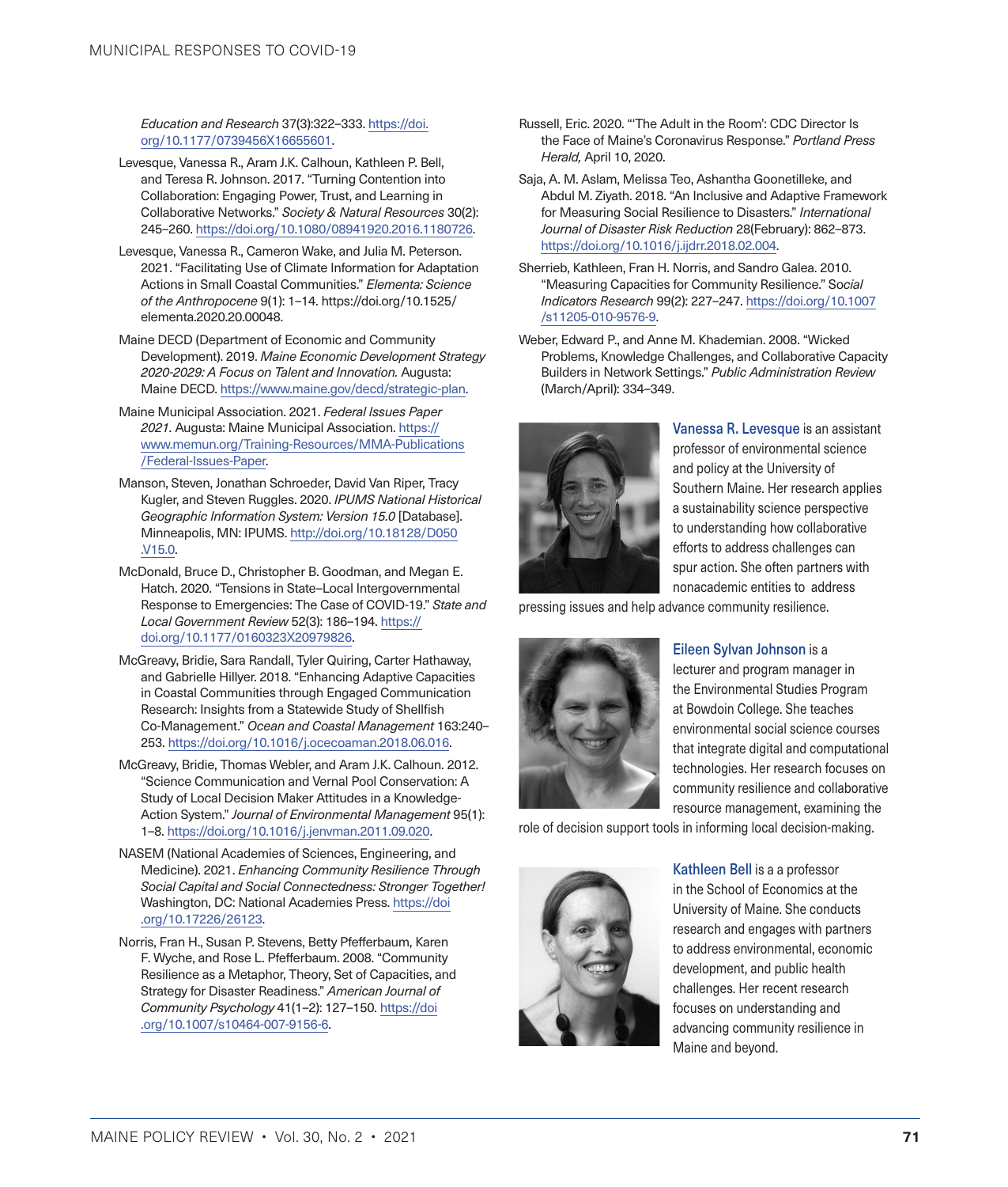*Education and Research* 37(3):322–333. https://doi.org/10.1177/0739456X16655601.

Levesque, Vanessa R., Aram J.K. Calhoun, Kathleen P. Bell, and Teresa R. Johnson. 2017. "Turning Contention into Collaboration: Engaging Power, Trust, and Learning in Collaborative Networks." *Society & Natural Resources* 30(2): 245–260. https://doi.org/10.1080/08941920.2016.1180726.

Levesque, Vanessa R., Cameron Wake, and Julia M. Peterson. 2021. "Facilitating Use of Climate Information for Adaptation Actions in Small Coastal Communities." *Elementa: Science of the Anthropocene* 9(1): 1–14. https://doi.org/10.1525/elementa.2020.20.00048.

Maine DECD (Department of Economic and Community Development). 2019. *Maine Economic Development Strategy 2020-2029: A Focus on Talent and Innovation.* Augusta: Maine DECD. https://www.maine.gov/decd/strategic-plan.

Maine Municipal Association. 2021. *Federal Issues Paper 2021.* Augusta: Maine Municipal Association. https://www.memun.org/Training-Resources/MMA-Publications/Federal-Issues-Paper.

Manson, Steven, Jonathan Schroeder, David Van Riper, Tracy Kugler, and Steven Ruggles. 2020. *IPUMS National Historical Geographic Information System: Version 15.0* [Database]. Minneapolis, MN: IPUMS. http://doi.org/10.18128/D050.V15.0.

McDonald, Bruce D., Christopher B. Goodman, and Megan E. Hatch. 2020. "Tensions in State–Local Intergovernmental Response to Emergencies: The Case of COVID-19." *State and Local Government Review* 52(3): 186–194. https://doi.org/10.1177/0160323X20979826.

McGreavy, Bridie, Sara Randall, Tyler Quiring, Carter Hathaway, and Gabrielle Hillyer. 2018. "Enhancing Adaptive Capacities in Coastal Communities through Engaged Communication Research: Insights from a Statewide Study of Shellfish Co-Management." *Ocean and Coastal Management* 163:240–253. https://doi.org/10.1016/j.ocecoaman.2018.06.016.

McGreavy, Bridie, Thomas Webler, and Aram J.K. Calhoun. 2012. "Science Communication and Vernal Pool Conservation: A Study of Local Decision Maker Attitudes in a Knowledge-Action System." *Journal of Environmental Management* 95(1): 1–8. https://doi.org/10.1016/j.jenvman.2011.09.020.

NASEM (National Academies of Sciences, Engineering, and Medicine). 2021. *Enhancing Community Resilience Through Social Capital and Social Connectedness: Stronger Together!* Washington, DC: National Academies Press. https://doi.org/10.17226/26123.

Norris, Fran H., Susan P. Stevens, Betty Pfefferbaum, Karen F. Wyche, and Rose L. Pfefferbaum. 2008. "Community Resilience as a Metaphor, Theory, Set of Capacities, and Strategy for Disaster Readiness." *American Journal of Community Psychology* 41(1–2): 127–150. https://doi.org/10.1007/s10464-007-9156-6.

Russell, Eric. 2020. "'The Adult in the Room': CDC Director Is the Face of Maine's Coronavirus Response." *Portland Press Herald,* April 10, 2020.

Saja, A. M. Aslam, Melissa Teo, Ashantha Goonetilleke, and Abdul M. Ziyath. 2018. "An Inclusive and Adaptive Framework for Measuring Social Resilience to Disasters." *International Journal of Disaster Risk Reduction* 28(February): 862–873. https://doi.org/10.1016/j.ijdrr.2018.02.004.

Sherrieb, Kathleen, Fran H. Norris, and Sandro Galea. 2010. "Measuring Capacities for Community Resilience." *Social Indicators Research* 99(2): 227–247. https://doi.org/10.1007/s11205-010-9576-9.

Weber, Edward P., and Anne M. Khademian. 2008. "Wicked Problems, Knowledge Challenges, and Collaborative Capacity Builders in Network Settings." *Public Administration Review* (March/April): 334–349.

**Vanessa R. Levesque** is an assistant professor of environmental science and policy at the University of Southern Maine. Her research applies a sustainability science perspective to understanding how collaborative efforts to address challenges can spur action. She often partners with nonacademic entities to address pressing issues and help advance community resilience.

**Eileen Sylvan Johnson** is a lecturer and program manager in the Environmental Studies Program at Bowdoin College. She teaches environmental social science courses that integrate digital and computational technologies. Her research focuses on community resilience and collaborative resource management, examining the role of decision support tools in informing local decision-making.

**Kathleen Bell** is a a professor in the School of Economics at the University of Maine. She conducts research and engages with partners to address environmental, economic development, and public health challenges. Her recent research focuses on understanding and advancing community resilience in Maine and beyond.